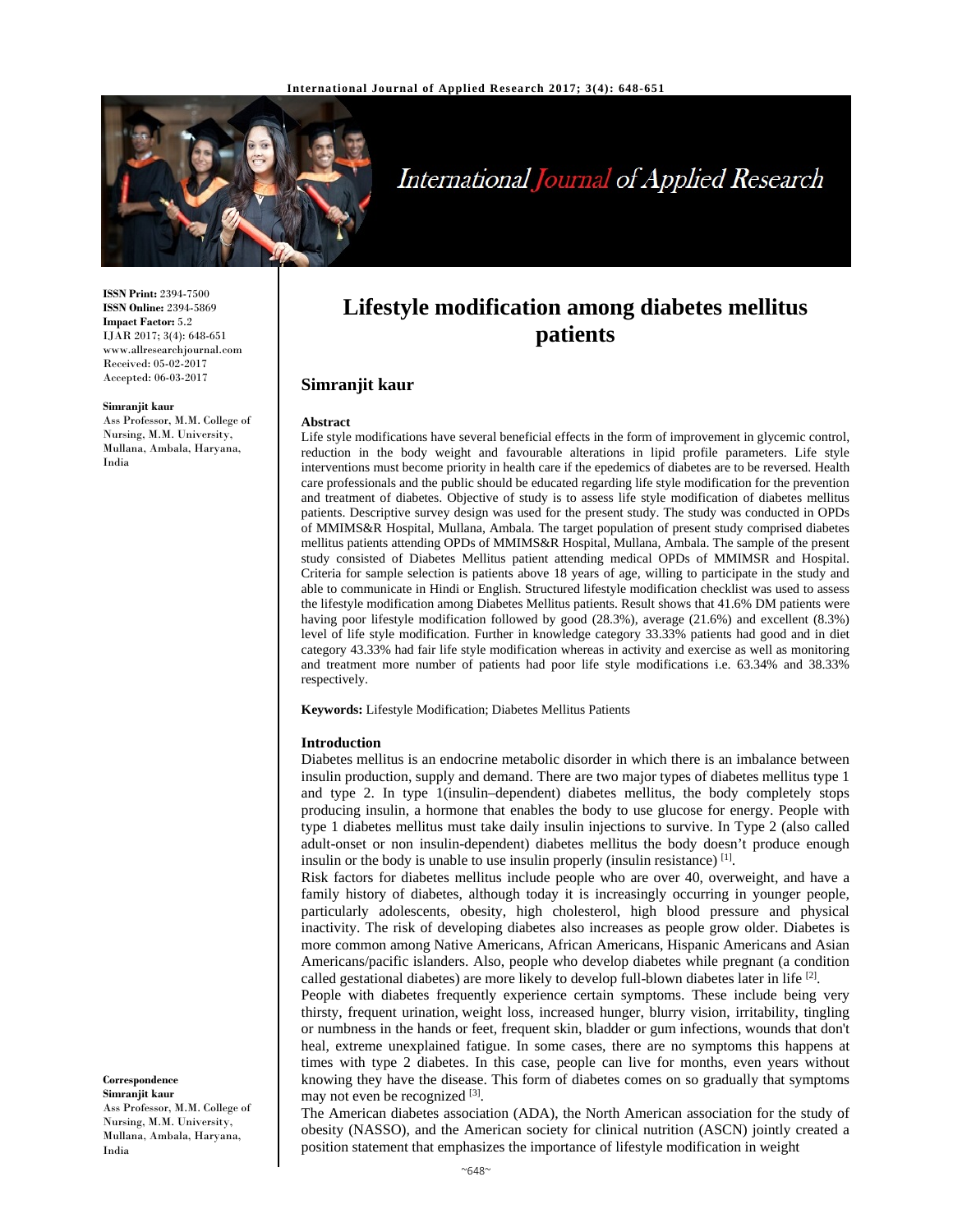# Lifestyle modification among diabetes mellitus patients

## Simranjit kaur

**ISSN Print:** 2394-7500
**ISSN Online:** 2394-5869
**Impact Factor:** 5.2
IJAR 2017; 3(4): 648-651
www.allresearchjournal.com
Received: 05-02-2017
Accepted: 06-03-2017

**Simranjit kaur**
Ass Professor, M.M. College of Nursing, M.M. University, Mullana, Ambala, Haryana, India

**Correspondence**
**Simranjit kaur**
Ass Professor, M.M. College of Nursing, M.M. University, Mullana, Ambala, Haryana, India

### Abstract

Life style modifications have several beneficial effects in the form of improvement in glycemic control, reduction in the body weight and favourable alterations in lipid profile parameters. Life style interventions must become priority in health care if the epedemics of diabetes are to be reversed. Health care professionals and the public should be educated regarding life style modification for the prevention and treatment of diabetes. Objective of study is to assess life style modification of diabetes mellitus patients. Descriptive survey design was used for the present study. The study was conducted in OPDs of MMIMS&R Hospital, Mullana, Ambala. The target population of present study comprised diabetes mellitus patients attending OPDs of MMIMS&R Hospital, Mullana, Ambala. The sample of the present study consisted of Diabetes Mellitus patient attending medical OPDs of MMIMSR and Hospital. Criteria for sample selection is patients above 18 years of age, willing to participate in the study and able to communicate in Hindi or English. Structured lifestyle modification checklist was used to assess the lifestyle modification among Diabetes Mellitus patients. Result shows that 41.6% DM patients were having poor lifestyle modification followed by good (28.3%), average (21.6%) and excellent (8.3%) level of life style modification. Further in knowledge category 33.33% patients had good and in diet category 43.33% had fair life style modification whereas in activity and exercise as well as monitoring and treatment more number of patients had poor life style modifications i.e. 63.34% and 38.33% respectively.

**Keywords:** Lifestyle Modification; Diabetes Mellitus Patients

### Introduction

Diabetes mellitus is an endocrine metabolic disorder in which there is an imbalance between insulin production, supply and demand. There are two major types of diabetes mellitus type 1 and type 2. In type 1(insulin–dependent) diabetes mellitus, the body completely stops producing insulin, a hormone that enables the body to use glucose for energy. People with type 1 diabetes mellitus must take daily insulin injections to survive. In Type 2 (also called adult-onset or non insulin-dependent) diabetes mellitus the body doesn't produce enough insulin or the body is unable to use insulin properly (insulin resistance) [1].

Risk factors for diabetes mellitus include people who are over 40, overweight, and have a family history of diabetes, although today it is increasingly occurring in younger people, particularly adolescents, obesity, high cholesterol, high blood pressure and physical inactivity. The risk of developing diabetes also increases as people grow older. Diabetes is more common among Native Americans, African Americans, Hispanic Americans and Asian Americans/pacific islanders. Also, people who develop diabetes while pregnant (a condition called gestational diabetes) are more likely to develop full-blown diabetes later in life [2].

People with diabetes frequently experience certain symptoms. These include being very thirsty, frequent urination, weight loss, increased hunger, blurry vision, irritability, tingling or numbness in the hands or feet, frequent skin, bladder or gum infections, wounds that don't heal, extreme unexplained fatigue. In some cases, there are no symptoms this happens at times with type 2 diabetes. In this case, people can live for months, even years without knowing they have the disease. This form of diabetes comes on so gradually that symptoms may not even be recognized [3].

The American diabetes association (ADA), the North American association for the study of obesity (NASSO), and the American society for clinical nutrition (ASCN) jointly created a position statement that emphasizes the importance of lifestyle modification in weight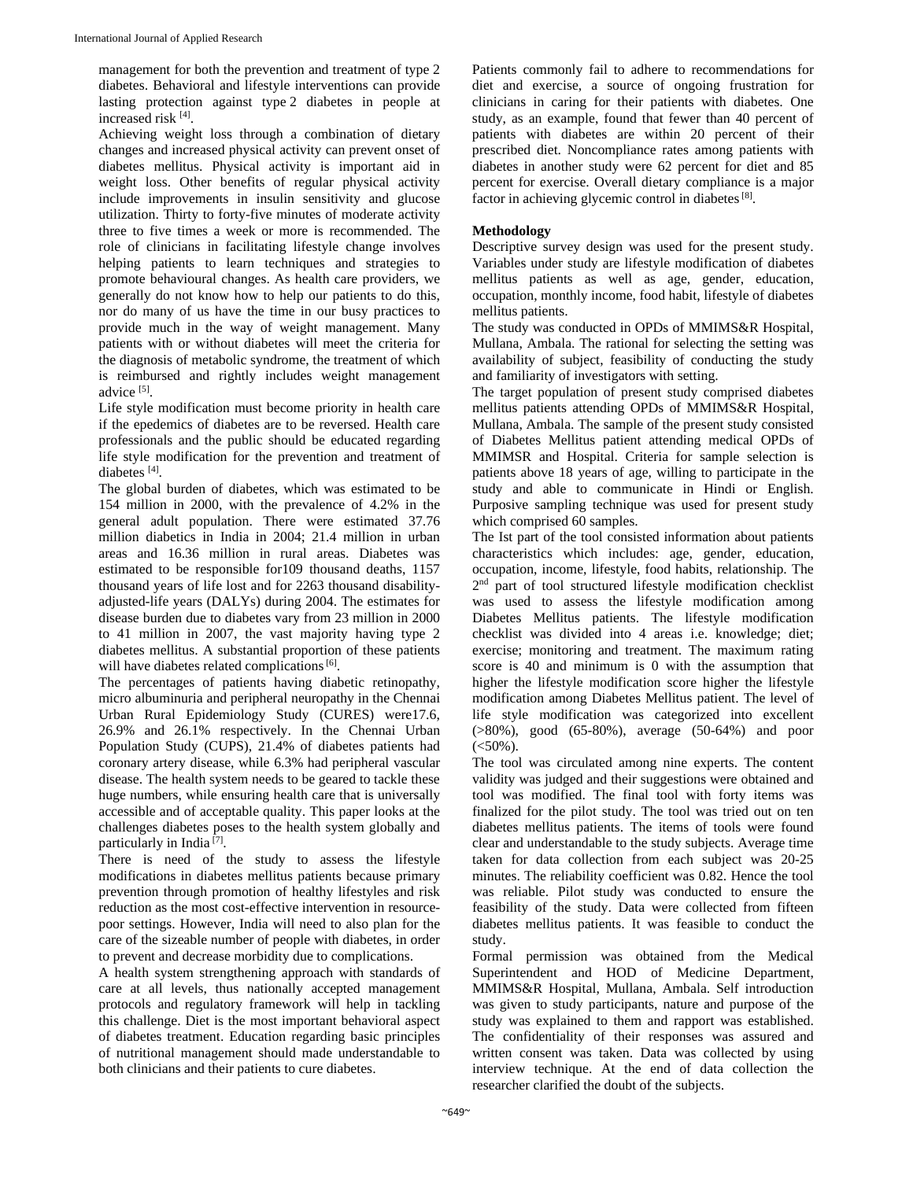management for both the prevention and treatment of type 2 diabetes. Behavioral and lifestyle interventions can provide lasting protection against type 2 diabetes in people at increased risk [4].

Achieving weight loss through a combination of dietary changes and increased physical activity can prevent onset of diabetes mellitus. Physical activity is important aid in weight loss. Other benefits of regular physical activity include improvements in insulin sensitivity and glucose utilization. Thirty to forty-five minutes of moderate activity three to five times a week or more is recommended. The role of clinicians in facilitating lifestyle change involves helping patients to learn techniques and strategies to promote behavioural changes. As health care providers, we generally do not know how to help our patients to do this, nor do many of us have the time in our busy practices to provide much in the way of weight management. Many patients with or without diabetes will meet the criteria for the diagnosis of metabolic syndrome, the treatment of which is reimbursed and rightly includes weight management advice [5].

Life style modification must become priority in health care if the epedemics of diabetes are to be reversed. Health care professionals and the public should be educated regarding life style modification for the prevention and treatment of diabetes [4].

The global burden of diabetes, which was estimated to be 154 million in 2000, with the prevalence of 4.2% in the general adult population. There were estimated 37.76 million diabetics in India in 2004; 21.4 million in urban areas and 16.36 million in rural areas. Diabetes was estimated to be responsible for109 thousand deaths, 1157 thousand years of life lost and for 2263 thousand disability-adjusted-life years (DALYs) during 2004. The estimates for disease burden due to diabetes vary from 23 million in 2000 to 41 million in 2007, the vast majority having type 2 diabetes mellitus. A substantial proportion of these patients will have diabetes related complications [6].

The percentages of patients having diabetic retinopathy, micro albuminuria and peripheral neuropathy in the Chennai Urban Rural Epidemiology Study (CURES) were17.6, 26.9% and 26.1% respectively. In the Chennai Urban Population Study (CUPS), 21.4% of diabetes patients had coronary artery disease, while 6.3% had peripheral vascular disease. The health system needs to be geared to tackle these huge numbers, while ensuring health care that is universally accessible and of acceptable quality. This paper looks at the challenges diabetes poses to the health system globally and particularly in India [7].

There is need of the study to assess the lifestyle modifications in diabetes mellitus patients because primary prevention through promotion of healthy lifestyles and risk reduction as the most cost-effective intervention in resource-poor settings. However, India will need to also plan for the care of the sizeable number of people with diabetes, in order to prevent and decrease morbidity due to complications.

A health system strengthening approach with standards of care at all levels, thus nationally accepted management protocols and regulatory framework will help in tackling this challenge. Diet is the most important behavioral aspect of diabetes treatment. Education regarding basic principles of nutritional management should made understandable to both clinicians and their patients to cure diabetes.

Patients commonly fail to adhere to recommendations for diet and exercise, a source of ongoing frustration for clinicians in caring for their patients with diabetes. One study, as an example, found that fewer than 40 percent of patients with diabetes are within 20 percent of their prescribed diet. Noncompliance rates among patients with diabetes in another study were 62 percent for diet and 85 percent for exercise. Overall dietary compliance is a major factor in achieving glycemic control in diabetes [8].

**Methodology**

Descriptive survey design was used for the present study. Variables under study are lifestyle modification of diabetes mellitus patients as well as age, gender, education, occupation, monthly income, food habit, lifestyle of diabetes mellitus patients.

The study was conducted in OPDs of MMIMS&R Hospital, Mullana, Ambala. The rational for selecting the setting was availability of subject, feasibility of conducting the study and familiarity of investigators with setting.

The target population of present study comprised diabetes mellitus patients attending OPDs of MMIMS&R Hospital, Mullana, Ambala. The sample of the present study consisted of Diabetes Mellitus patient attending medical OPDs of MMIMSR and Hospital. Criteria for sample selection is patients above 18 years of age, willing to participate in the study and able to communicate in Hindi or English. Purposive sampling technique was used for present study which comprised 60 samples.

The Ist part of the tool consisted information about patients characteristics which includes: age, gender, education, occupation, income, lifestyle, food habits, relationship. The 2nd part of tool structured lifestyle modification checklist was used to assess the lifestyle modification among Diabetes Mellitus patients. The lifestyle modification checklist was divided into 4 areas i.e. knowledge; diet; exercise; monitoring and treatment. The maximum rating score is 40 and minimum is 0 with the assumption that higher the lifestyle modification score higher the lifestyle modification among Diabetes Mellitus patient. The level of life style modification was categorized into excellent (>80%), good (65-80%), average (50-64%) and poor (<50%).

The tool was circulated among nine experts. The content validity was judged and their suggestions were obtained and tool was modified. The final tool with forty items was finalized for the pilot study. The tool was tried out on ten diabetes mellitus patients. The items of tools were found clear and understandable to the study subjects. Average time taken for data collection from each subject was 20-25 minutes. The reliability coefficient was 0.82. Hence the tool was reliable. Pilot study was conducted to ensure the feasibility of the study. Data were collected from fifteen diabetes mellitus patients. It was feasible to conduct the study.

Formal permission was obtained from the Medical Superintendent and HOD of Medicine Department, MMIMS&R Hospital, Mullana, Ambala. Self introduction was given to study participants, nature and purpose of the study was explained to them and rapport was established. The confidentiality of their responses was assured and written consent was taken. Data was collected by using interview technique. At the end of data collection the researcher clarified the doubt of the subjects.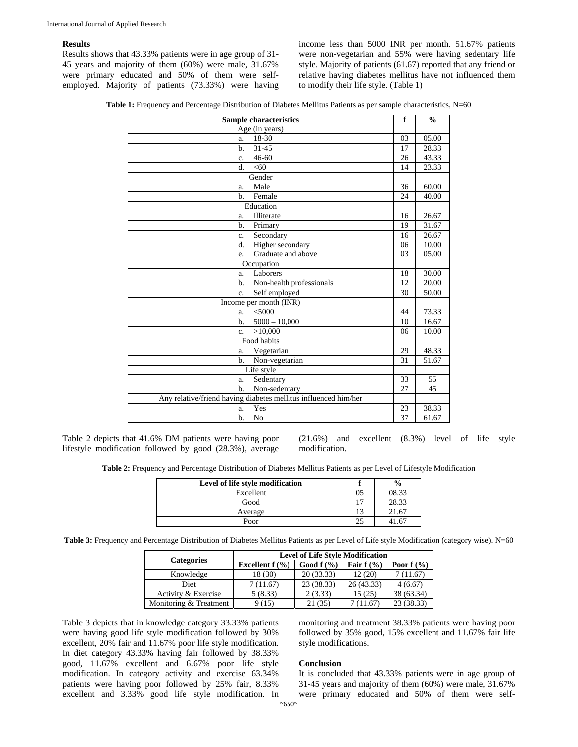## Results

Results shows that 43.33% patients were in age group of 31-45 years and majority of them (60%) were male, 31.67% were primary educated and 50% of them were self-employed. Majority of patients (73.33%) were having income less than 5000 INR per month. 51.67% patients were non-vegetarian and 55% were having sedentary life style. Majority of patients (61.67) reported that any friend or relative having diabetes mellitus have not influenced them to modify their life style. (Table 1)

**Table 1:** Frequency and Percentage Distribution of Diabetes Mellitus Patients as per sample characteristics, N=60

| Sample characteristics | f | % |
|---|---|---|
| Age (in years) | | |
| a. 18-30 | 03 | 05.00 |
| b. 31-45 | 17 | 28.33 |
| c. 46-60 | 26 | 43.33 |
| d. <60 | 14 | 23.33 |
| Gender | | |
| a. Male | 36 | 60.00 |
| b. Female | 24 | 40.00 |
| Education | | |
| a. Illiterate | 16 | 26.67 |
| b. Primary | 19 | 31.67 |
| c. Secondary | 16 | 26.67 |
| d. Higher secondary | 06 | 10.00 |
| e. Graduate and above | 03 | 05.00 |
| Occupation | | |
| a. Laborers | 18 | 30.00 |
| b. Non-health professionals | 12 | 20.00 |
| c. Self employed | 30 | 50.00 |
| Income per month (INR) | | |
| a. <5000 | 44 | 73.33 |
| b. 5000 – 10,000 | 10 | 16.67 |
| c. >10,000 | 06 | 10.00 |
| Food habits | | |
| a. Vegetarian | 29 | 48.33 |
| b. Non-vegetarian | 31 | 51.67 |
| Life style | | |
| a. Sedentary | 33 | 55 |
| b. Non-sedentary | 27 | 45 |
| Any relative/friend having diabetes mellitus influenced him/her | | |
| a. Yes | 23 | 38.33 |
| b. No | 37 | 61.67 |

Table 2 depicts that 41.6% DM patients were having poor lifestyle modification followed by good (28.3%), average (21.6%) and excellent (8.3%) level of life style modification.

**Table 2:** Frequency and Percentage Distribution of Diabetes Mellitus Patients as per Level of Lifestyle Modification

| Level of life style modification | f | % |
|---|---|---|
| Excellent | 05 | 08.33 |
| Good | 17 | 28.33 |
| Average | 13 | 21.67 |
| Poor | 25 | 41.67 |

**Table 3:** Frequency and Percentage Distribution of Diabetes Mellitus Patients as per Level of Life style Modification (category wise). N=60

| Categories | Level of Life Style Modification | | | |
|---|---|---|---|---|
| | Excellent f (%) | Good f (%) | Fair f (%) | Poor f (%) |
| Knowledge | 18 (30) | 20 (33.33) | 12 (20) | 7 (11.67) |
| Diet | 7 (11.67) | 23 (38.33) | 26 (43.33) | 4 (6.67) |
| Activity & Exercise | 5 (8.33) | 2 (3.33) | 15 (25) | 38 (63.34) |
| Monitoring & Treatment | 9 (15) | 21 (35) | 7 (11.67) | 23 (38.33) |

Table 3 depicts that in knowledge category 33.33% patients were having good life style modification followed by 30% excellent, 20% fair and 11.67% poor life style modification. In diet category 43.33% having fair followed by 38.33% good, 11.67% excellent and 6.67% poor life style modification. In category activity and exercise 63.34% patients were having poor followed by 25% fair, 8.33% excellent and 3.33% good life style modification. In monitoring and treatment 38.33% patients were having poor followed by 35% good, 15% excellent and 11.67% fair life style modifications.

## Conclusion

It is concluded that 43.33% patients were in age group of 31-45 years and majority of them (60%) were male, 31.67% were primary educated and 50% of them were self-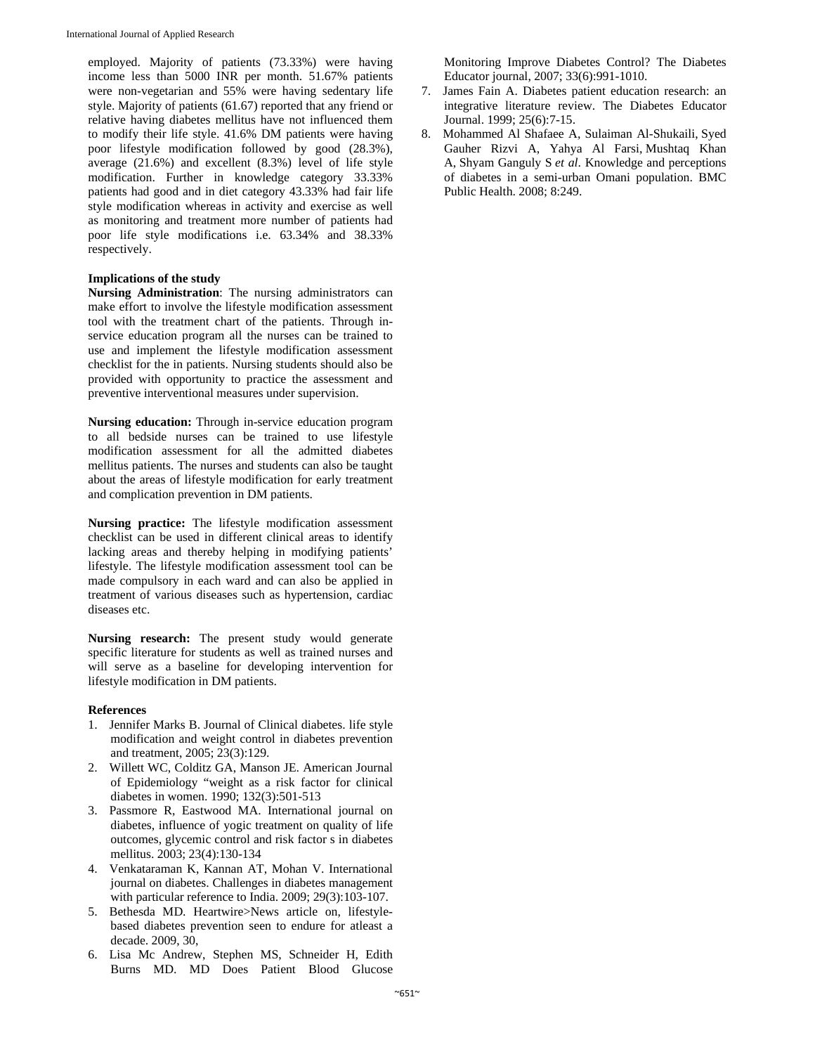employed. Majority of patients (73.33%) were having income less than 5000 INR per month. 51.67% patients were non-vegetarian and 55% were having sedentary life style. Majority of patients (61.67) reported that any friend or relative having diabetes mellitus have not influenced them to modify their life style. 41.6% DM patients were having poor lifestyle modification followed by good (28.3%), average (21.6%) and excellent (8.3%) level of life style modification. Further in knowledge category 33.33% patients had good and in diet category 43.33% had fair life style modification whereas in activity and exercise as well as monitoring and treatment more number of patients had poor life style modifications i.e. 63.34% and 38.33% respectively.

**Implications of the study**

**Nursing Administration**: The nursing administrators can make effort to involve the lifestyle modification assessment tool with the treatment chart of the patients. Through in-service education program all the nurses can be trained to use and implement the lifestyle modification assessment checklist for the in patients. Nursing students should also be provided with opportunity to practice the assessment and preventive interventional measures under supervision.

**Nursing education:** Through in-service education program to all bedside nurses can be trained to use lifestyle modification assessment for all the admitted diabetes mellitus patients. The nurses and students can also be taught about the areas of lifestyle modification for early treatment and complication prevention in DM patients.

**Nursing practice:** The lifestyle modification assessment checklist can be used in different clinical areas to identify lacking areas and thereby helping in modifying patients' lifestyle. The lifestyle modification assessment tool can be made compulsory in each ward and can also be applied in treatment of various diseases such as hypertension, cardiac diseases etc.

**Nursing research:** The present study would generate specific literature for students as well as trained nurses and will serve as a baseline for developing intervention for lifestyle modification in DM patients.

**References**

1. Jennifer Marks B. Journal of Clinical diabetes. life style modification and weight control in diabetes prevention and treatment, 2005; 23(3):129.
2. Willett WC, Colditz GA, Manson JE. American Journal of Epidemiology "weight as a risk factor for clinical diabetes in women. 1990; 132(3):501-513
3. Passmore R, Eastwood MA. International journal on diabetes, influence of yogic treatment on quality of life outcomes, glycemic control and risk factor s in diabetes mellitus. 2003; 23(4):130-134
4. Venkataraman K, Kannan AT, Mohan V. International journal on diabetes. Challenges in diabetes management with particular reference to India. 2009; 29(3):103-107.
5. Bethesda MD. Heartwire>News article on, lifestyle-based diabetes prevention seen to endure for atleast a decade. 2009, 30,
6. Lisa Mc Andrew, Stephen MS, Schneider H, Edith Burns MD. MD Does Patient Blood Glucose Monitoring Improve Diabetes Control? The Diabetes Educator journal, 2007; 33(6):991-1010.
7. James Fain A. Diabetes patient education research: an integrative literature review. The Diabetes Educator Journal. 1999; 25(6):7-15.
8. Mohammed Al Shafaee A, Sulaiman Al-Shukaili, Syed Gauher Rizvi A, Yahya Al Farsi, Mushtaq Khan A, Shyam Ganguly S *et al*. Knowledge and perceptions of diabetes in a semi-urban Omani population. BMC Public Health. 2008; 8:249.